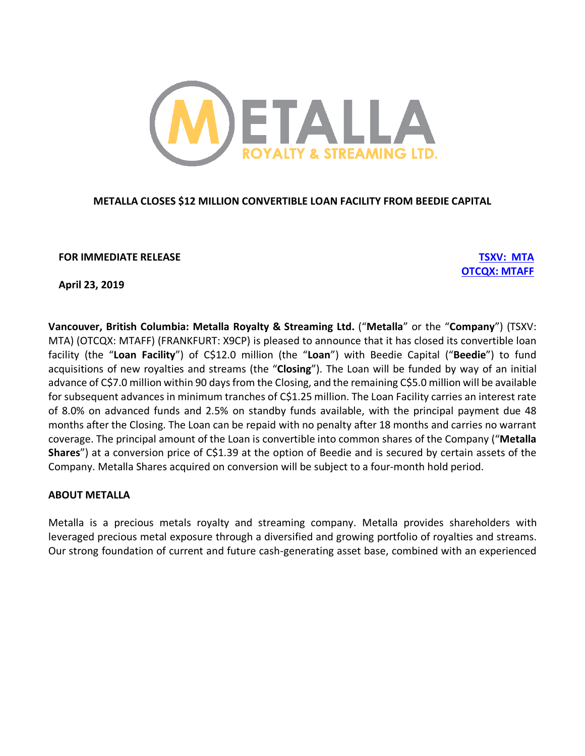# METALLA CLOSES $12 MILLION CONVERTIBLE LOAN FACILITY FROM BEEDIE CAPITAL

**FOR IMMEDIATE RELEASE**

**TSXV: MTA**
**OTCQX: MTAFF**

**April 23, 2019**

**Vancouver, British Columbia: Metalla Royalty & Streaming Ltd.** ("**Metalla**" or the "**Company**") (TSXV: MTA) (OTCQX: MTAFF) (FRANKFURT: X9CP) is pleased to announce that it has closed its convertible loan facility (the "**Loan Facility**") of C$12.0 million (the "**Loan**") with Beedie Capital ("**Beedie**") to fund acquisitions of new royalties and streams (the "**Closing**"). The Loan will be funded by way of an initial advance of C$7.0 million within 90 days from the Closing, and the remaining C$5.0 million will be available for subsequent advances in minimum tranches of C$1.25 million. The Loan Facility carries an interest rate of 8.0% on advanced funds and 2.5% on standby funds available, with the principal payment due 48 months after the Closing. The Loan can be repaid with no penalty after 18 months and carries no warrant coverage. The principal amount of the Loan is convertible into common shares of the Company ("**Metalla Shares**") at a conversion price of C$1.39 at the option of Beedie and is secured by certain assets of the Company. Metalla Shares acquired on conversion will be subject to a four-month hold period.

## ABOUT METALLA

Metalla is a precious metals royalty and streaming company. Metalla provides shareholders with leveraged precious metal exposure through a diversified and growing portfolio of royalties and streams. Our strong foundation of current and future cash-generating asset base, combined with an experienced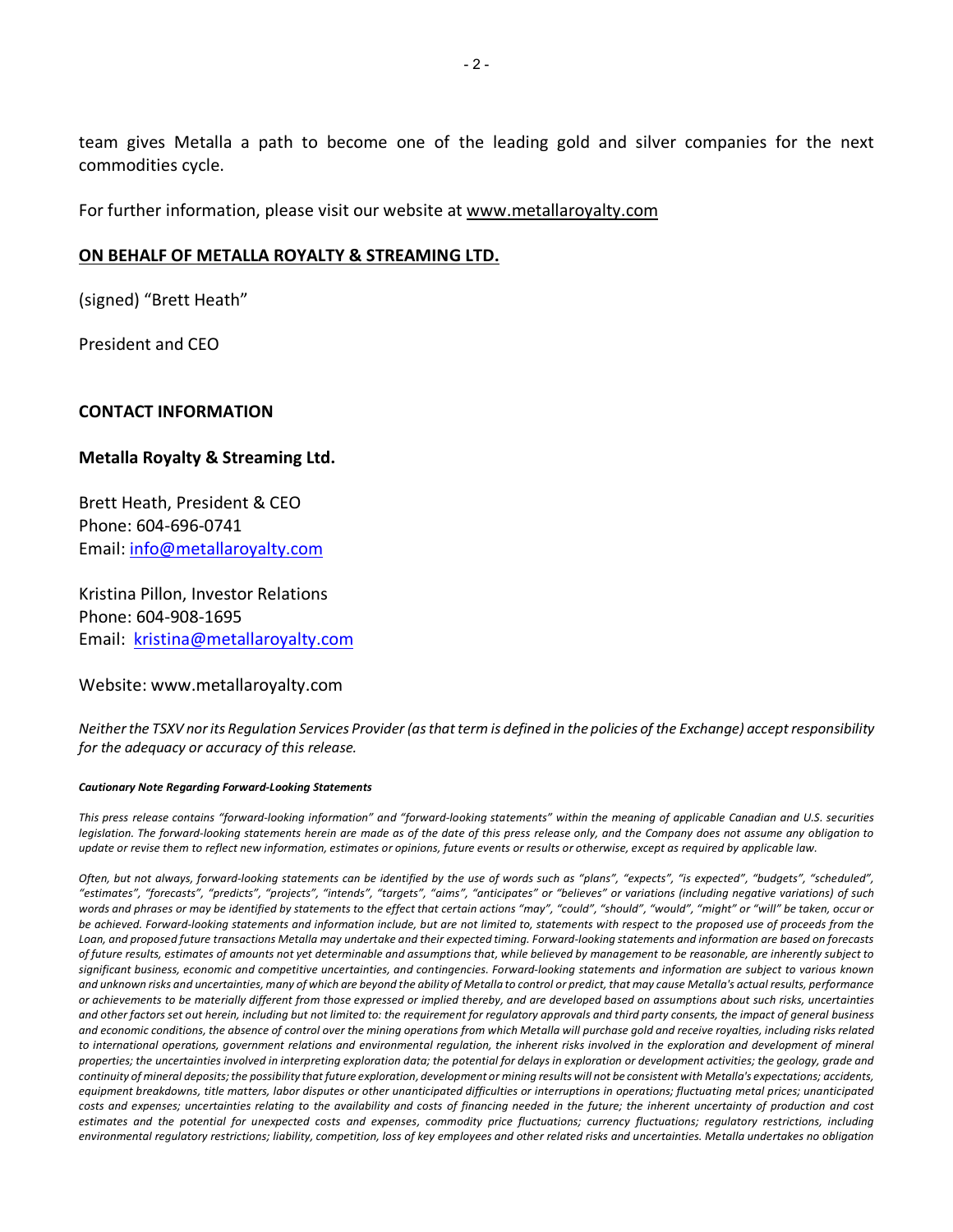team gives Metalla a path to become one of the leading gold and silver companies for the next commodities cycle.

For further information, please visit our website at www.metallaroyalty.com

**ON BEHALF OF METALLA ROYALTY & STREAMING LTD.**

(signed) "Brett Heath"

President and CEO

**CONTACT INFORMATION**

**Metalla Royalty & Streaming Ltd.**

Brett Heath, President & CEO
Phone: 604-696-0741
Email: info@metallaroyalty.com

Kristina Pillon, Investor Relations
Phone: 604-908-1695
Email: kristina@metallaroyalty.com

Website: www.metallaroyalty.com

*Neither the TSXV nor its Regulation Services Provider (as that term is defined in the policies of the Exchange) accept responsibility for the adequacy or accuracy of this release.*

***Cautionary Note Regarding Forward-Looking Statements***

*This press release contains "forward-looking information" and "forward-looking statements" within the meaning of applicable Canadian and U.S. securities legislation. The forward-looking statements herein are made as of the date of this press release only, and the Company does not assume any obligation to update or revise them to reflect new information, estimates or opinions, future events or results or otherwise, except as required by applicable law.*

*Often, but not always, forward-looking statements can be identified by the use of words such as "plans", "expects", "is expected", "budgets", "scheduled", "estimates", "forecasts", "predicts", "projects", "intends", "targets", "aims", "anticipates" or "believes" or variations (including negative variations) of such words and phrases or may be identified by statements to the effect that certain actions "may", "could", "should", "would", "might" or "will" be taken, occur or be achieved. Forward-looking statements and information include, but are not limited to, statements with respect to the proposed use of proceeds from the Loan, and proposed future transactions Metalla may undertake and their expected timing. Forward-looking statements and information are based on forecasts of future results, estimates of amounts not yet determinable and assumptions that, while believed by management to be reasonable, are inherently subject to significant business, economic and competitive uncertainties, and contingencies. Forward-looking statements and information are subject to various known and unknown risks and uncertainties, many of which are beyond the ability of Metalla to control or predict, that may cause Metalla's actual results, performance or achievements to be materially different from those expressed or implied thereby, and are developed based on assumptions about such risks, uncertainties and other factors set out herein, including but not limited to: the requirement for regulatory approvals and third party consents, the impact of general business and economic conditions, the absence of control over the mining operations from which Metalla will purchase gold and receive royalties, including risks related to international operations, government relations and environmental regulation, the inherent risks involved in the exploration and development of mineral properties; the uncertainties involved in interpreting exploration data; the potential for delays in exploration or development activities; the geology, grade and continuity of mineral deposits; the possibility that future exploration, development or mining results will not be consistent with Metalla's expectations; accidents, equipment breakdowns, title matters, labor disputes or other unanticipated difficulties or interruptions in operations; fluctuating metal prices; unanticipated costs and expenses; uncertainties relating to the availability and costs of financing needed in the future; the inherent uncertainty of production and cost estimates and the potential for unexpected costs and expenses, commodity price fluctuations; currency fluctuations; regulatory restrictions, including environmental regulatory restrictions; liability, competition, loss of key employees and other related risks and uncertainties. Metalla undertakes no obligation*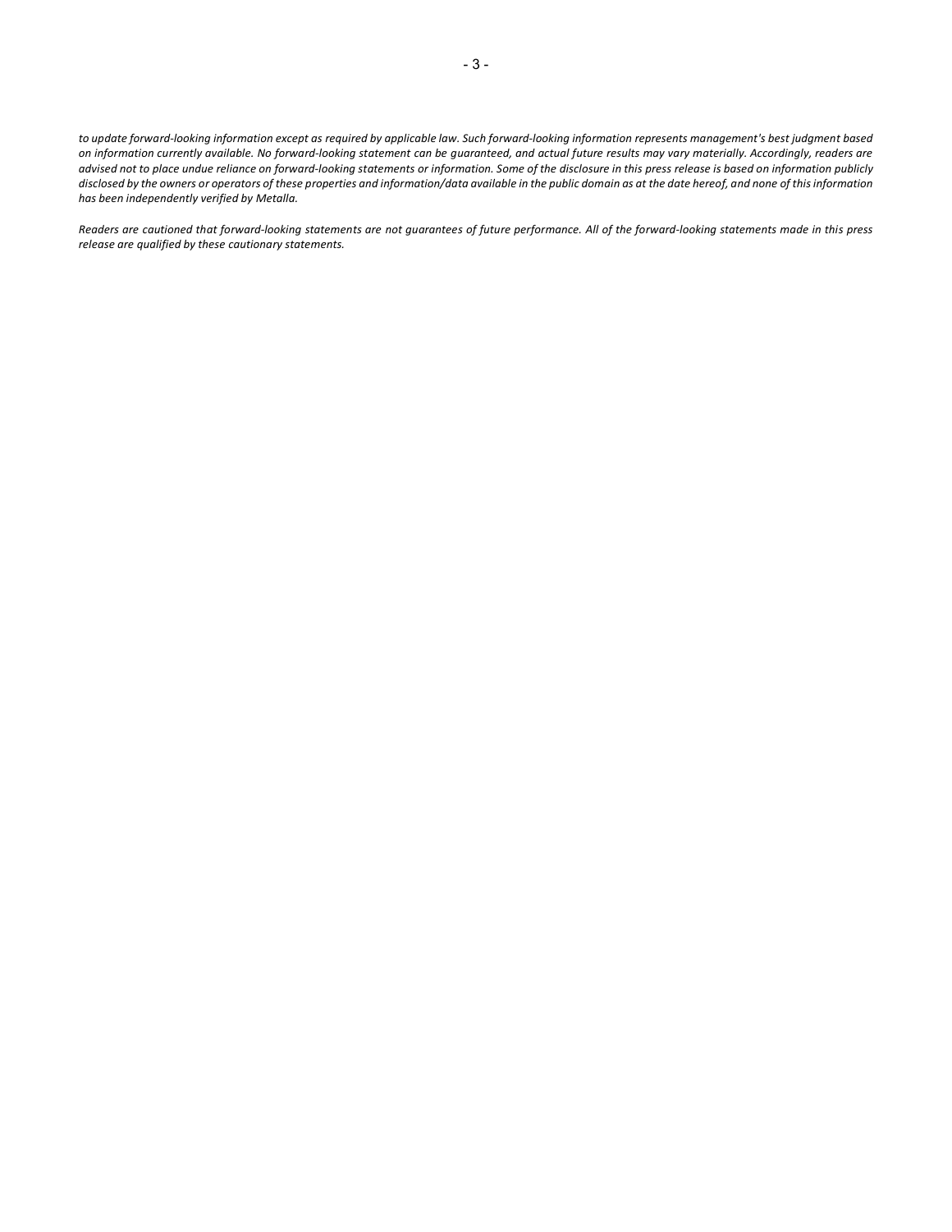*to update forward-looking information except as required by applicable law. Such forward-looking information represents management's best judgment based on information currently available. No forward-looking statement can be guaranteed, and actual future results may vary materially. Accordingly, readers are advised not to place undue reliance on forward-looking statements or information. Some of the disclosure in this press release is based on information publicly disclosed by the owners or operators of these properties and information/data available in the public domain as at the date hereof, and none of this information has been independently verified by Metalla.*

*Readers are cautioned that forward-looking statements are not guarantees of future performance. All of the forward-looking statements made in this press release are qualified by these cautionary statements.*